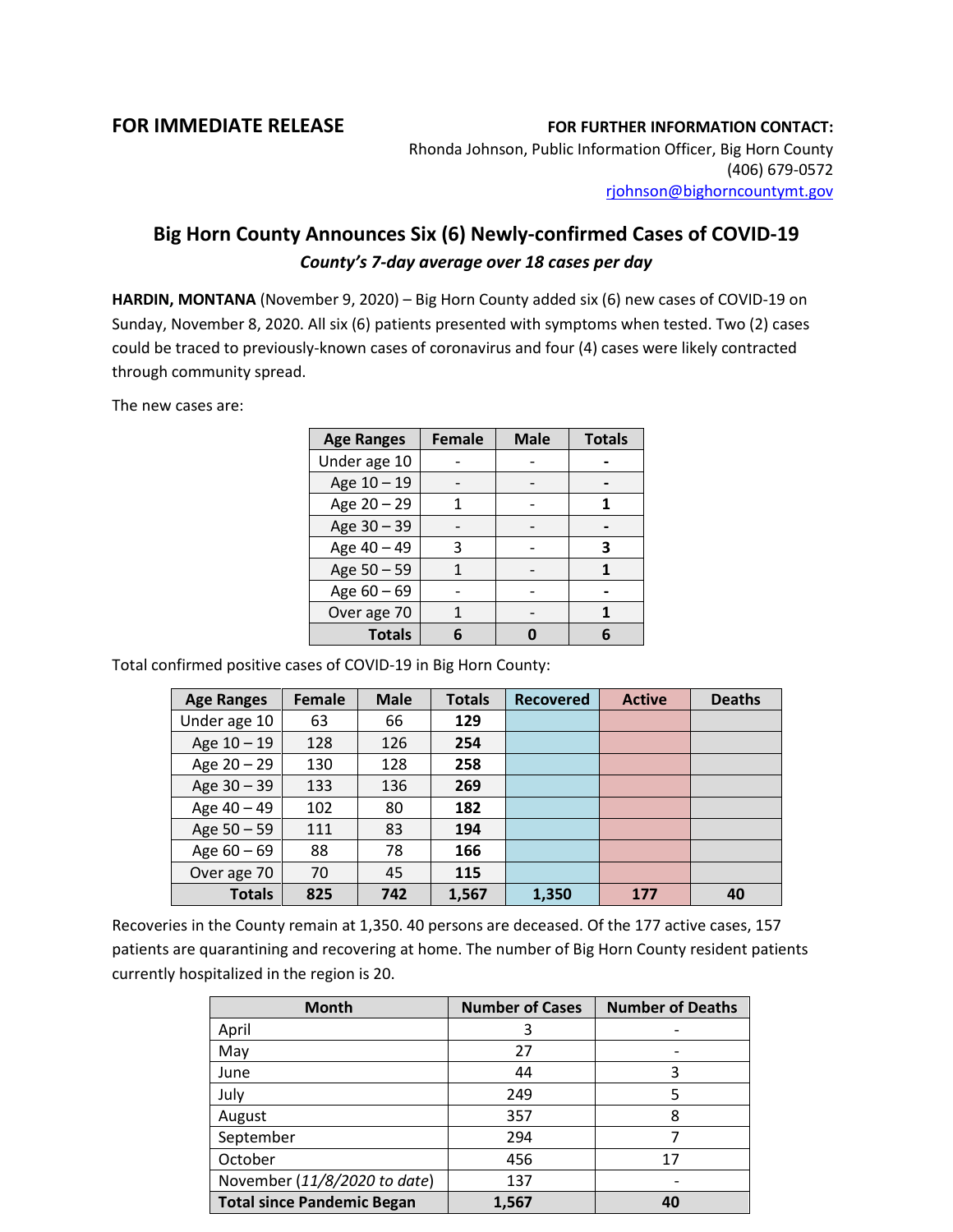**FOR IMMEDIATE RELEASE**

**FOR FURTHER INFORMATION CONTACT:**
Rhonda Johnson, Public Information Officer, Big Horn County
(406) 679-0572
rjohnson@bighorncountymt.gov

## Big Horn County Announces Six (6) Newly-confirmed Cases of COVID-19

### *County's 7-day average over 18 cases per day*

**HARDIN, MONTANA** (November 9, 2020) – Big Horn County added six (6) new cases of COVID-19 on Sunday, November 8, 2020. All six (6) patients presented with symptoms when tested. Two (2) cases could be traced to previously-known cases of coronavirus and four (4) cases were likely contracted through community spread.

The new cases are:

| Age Ranges | Female | Male | Totals |
|---|---|---|---|
| Under age 10 | - | - | **-** |
| Age 10 – 19 | - | - | **-** |
| Age 20 – 29 | 1 | - | **1** |
| Age 30 – 39 | - | - | **-** |
| Age 40 – 49 | 3 | - | **3** |
| Age 50 – 59 | 1 | - | **1** |
| Age 60 – 69 | - | - | **-** |
| Over age 70 | 1 | - | **1** |
| **Totals** | **6** | **0** | **6** |

Total confirmed positive cases of COVID-19 in Big Horn County:

| Age Ranges | Female | Male | Totals | Recovered | Active | Deaths |
|---|---|---|---|---|---|---|
| Under age 10 | 63 | 66 | **129** | | | |
| Age 10 – 19 | 128 | 126 | **254** | | | |
| Age 20 – 29 | 130 | 128 | **258** | | | |
| Age 30 – 39 | 133 | 136 | **269** | | | |
| Age 40 – 49 | 102 | 80 | **182** | | | |
| Age 50 – 59 | 111 | 83 | **194** | | | |
| Age 60 – 69 | 88 | 78 | **166** | | | |
| Over age 70 | 70 | 45 | **115** | | | |
| **Totals** | **825** | **742** | **1,567** | **1,350** | **177** | **40** |

Recoveries in the County remain at 1,350. 40 persons are deceased. Of the 177 active cases, 157 patients are quarantining and recovering at home. The number of Big Horn County resident patients currently hospitalized in the region is 20.

| Month | Number of Cases | Number of Deaths |
|---|---|---|
| April | 3 | - |
| May | 27 | - |
| June | 44 | 3 |
| July | 249 | 5 |
| August | 357 | 8 |
| September | 294 | 7 |
| October | 456 | 17 |
| November (*11/8/2020 to date*) | 137 | - |
| **Total since Pandemic Began** | **1,567** | **40** |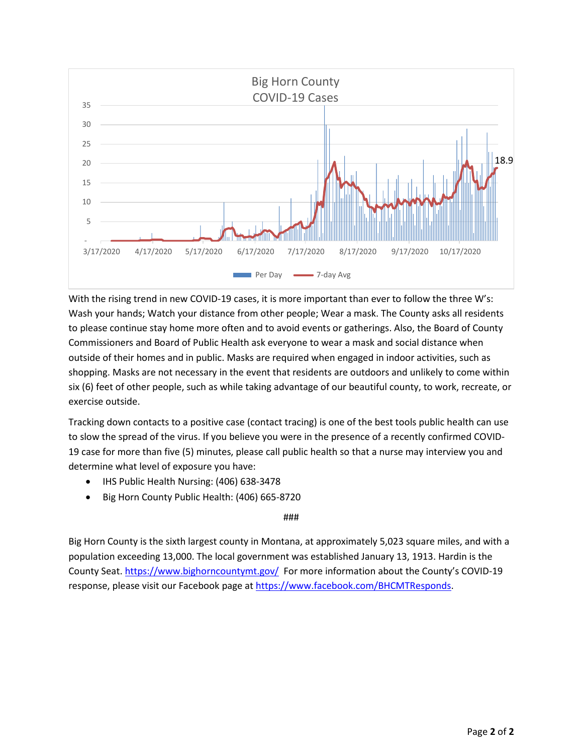Big Horn County
COVID-19 Cases

35
30
25
20
15
10
5
-

3/17/2020 4/17/2020 5/17/2020 6/17/2020 7/17/2020 8/17/2020 9/17/2020 10/17/2020

18.9

Per Day — 7-day Avg

With the rising trend in new COVID-19 cases, it is more important than ever to follow the three W's: Wash your hands; Watch your distance from other people; Wear a mask. The County asks all residents to please continue stay home more often and to avoid events or gatherings. Also, the Board of County Commissioners and Board of Public Health ask everyone to wear a mask and social distance when outside of their homes and in public. Masks are required when engaged in indoor activities, such as shopping. Masks are not necessary in the event that residents are outdoors and unlikely to come within six (6) feet of other people, such as while taking advantage of our beautiful county, to work, recreate, or exercise outside.

Tracking down contacts to a positive case (contact tracing) is one of the best tools public health can use to slow the spread of the virus. If you believe you were in the presence of a recently confirmed COVID-19 case for more than five (5) minutes, please call public health so that a nurse may interview you and determine what level of exposure you have:

- IHS Public Health Nursing: (406) 638-3478
- Big Horn County Public Health: (406) 665-8720

###

Big Horn County is the sixth largest county in Montana, at approximately 5,023 square miles, and with a population exceeding 13,000. The local government was established January 13, 1913. Hardin is the County Seat. https://www.bighorncountymt.gov/ For more information about the County's COVID-19 response, please visit our Facebook page at https://www.facebook.com/BHCMTResponds.